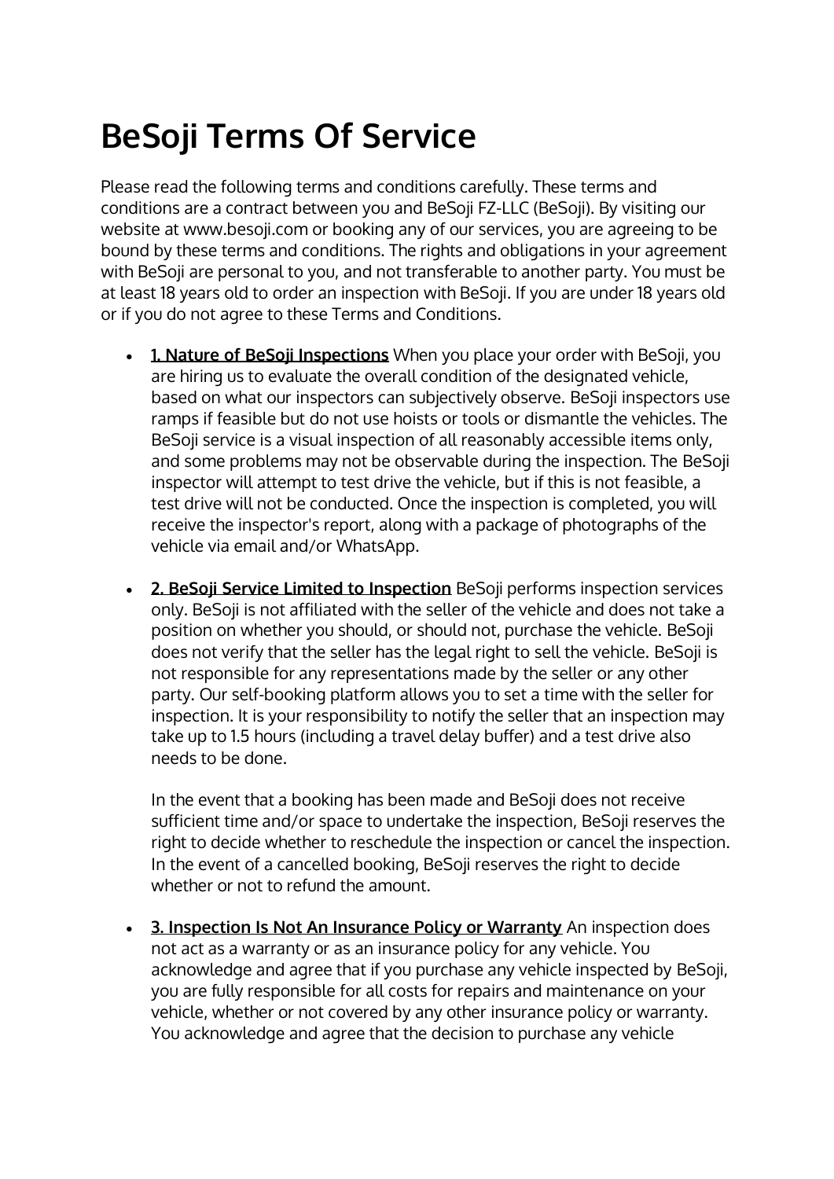# BeSoji Terms Of Service

Please read the following terms and conditions carefully. These terms and conditions are a contract between you and BeSoji FZ-LLC (BeSoji). By visiting our website at www.besoji.com or booking any of our services, you are agreeing to be bound by these terms and conditions. The rights and obligations in your agreement with BeSoji are personal to you, and not transferable to another party. You must be at least 18 years old to order an inspection with BeSoji. If you are under 18 years old or if you do not agree to these Terms and Conditions.

- **1. Nature of BeSoji Inspections** When you place your order with BeSoji, you are hiring us to evaluate the overall condition of the designated vehicle, based on what our inspectors can subjectively observe. BeSoji inspectors use ramps if feasible but do not use hoists or tools or dismantle the vehicles. The BeSoji service is a visual inspection of all reasonably accessible items only, and some problems may not be observable during the inspection. The BeSoji inspector will attempt to test drive the vehicle, but if this is not feasible, a test drive will not be conducted. Once the inspection is completed, you will receive the inspector's report, along with a package of photographs of the vehicle via email and/or WhatsApp.

- **2. BeSoji Service Limited to Inspection** BeSoji performs inspection services only. BeSoji is not affiliated with the seller of the vehicle and does not take a position on whether you should, or should not, purchase the vehicle. BeSoji does not verify that the seller has the legal right to sell the vehicle. BeSoji is not responsible for any representations made by the seller or any other party. Our self-booking platform allows you to set a time with the seller for inspection. It is your responsibility to notify the seller that an inspection may take up to 1.5 hours (including a travel delay buffer) and a test drive also needs to be done.

  In the event that a booking has been made and BeSoji does not receive sufficient time and/or space to undertake the inspection, BeSoji reserves the right to decide whether to reschedule the inspection or cancel the inspection. In the event of a cancelled booking, BeSoji reserves the right to decide whether or not to refund the amount.

- **3. Inspection Is Not An Insurance Policy or Warranty** An inspection does not act as a warranty or as an insurance policy for any vehicle. You acknowledge and agree that if you purchase any vehicle inspected by BeSoji, you are fully responsible for all costs for repairs and maintenance on your vehicle, whether or not covered by any other insurance policy or warranty. You acknowledge and agree that the decision to purchase any vehicle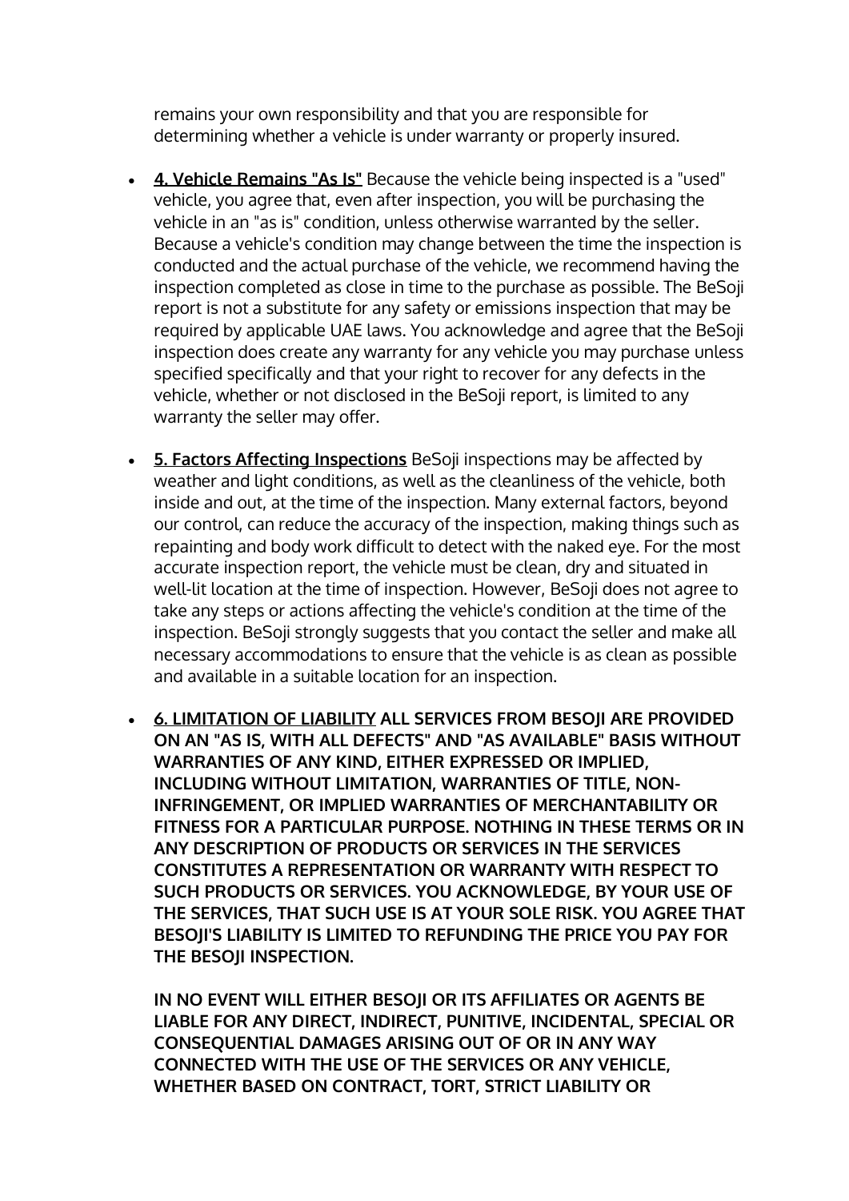remains your own responsibility and that you are responsible for determining whether a vehicle is under warranty or properly insured.

- **4. Vehicle Remains "As Is"** Because the vehicle being inspected is a "used" vehicle, you agree that, even after inspection, you will be purchasing the vehicle in an "as is" condition, unless otherwise warranted by the seller. Because a vehicle's condition may change between the time the inspection is conducted and the actual purchase of the vehicle, we recommend having the inspection completed as close in time to the purchase as possible. The BeSoji report is not a substitute for any safety or emissions inspection that may be required by applicable UAE laws. You acknowledge and agree that the BeSoji inspection does create any warranty for any vehicle you may purchase unless specified specifically and that your right to recover for any defects in the vehicle, whether or not disclosed in the BeSoji report, is limited to any warranty the seller may offer.

- **5. Factors Affecting Inspections** BeSoji inspections may be affected by weather and light conditions, as well as the cleanliness of the vehicle, both inside and out, at the time of the inspection. Many external factors, beyond our control, can reduce the accuracy of the inspection, making things such as repainting and body work difficult to detect with the naked eye. For the most accurate inspection report, the vehicle must be clean, dry and situated in well-lit location at the time of inspection. However, BeSoji does not agree to take any steps or actions affecting the vehicle's condition at the time of the inspection. BeSoji strongly suggests that you contact the seller and make all necessary accommodations to ensure that the vehicle is as clean as possible and available in a suitable location for an inspection.

- **6. LIMITATION OF LIABILITY ALL SERVICES FROM BESOJI ARE PROVIDED ON AN "AS IS, WITH ALL DEFECTS" AND "AS AVAILABLE" BASIS WITHOUT WARRANTIES OF ANY KIND, EITHER EXPRESSED OR IMPLIED, INCLUDING WITHOUT LIMITATION, WARRANTIES OF TITLE, NON-INFRINGEMENT, OR IMPLIED WARRANTIES OF MERCHANTABILITY OR FITNESS FOR A PARTICULAR PURPOSE. NOTHING IN THESE TERMS OR IN ANY DESCRIPTION OF PRODUCTS OR SERVICES IN THE SERVICES CONSTITUTES A REPRESENTATION OR WARRANTY WITH RESPECT TO SUCH PRODUCTS OR SERVICES. YOU ACKNOWLEDGE, BY YOUR USE OF THE SERVICES, THAT SUCH USE IS AT YOUR SOLE RISK. YOU AGREE THAT BESOJI'S LIABILITY IS LIMITED TO REFUNDING THE PRICE YOU PAY FOR THE BESOJI INSPECTION.**

  **IN NO EVENT WILL EITHER BESOJI OR ITS AFFILIATES OR AGENTS BE LIABLE FOR ANY DIRECT, INDIRECT, PUNITIVE, INCIDENTAL, SPECIAL OR CONSEQUENTIAL DAMAGES ARISING OUT OF OR IN ANY WAY CONNECTED WITH THE USE OF THE SERVICES OR ANY VEHICLE, WHETHER BASED ON CONTRACT, TORT, STRICT LIABILITY OR**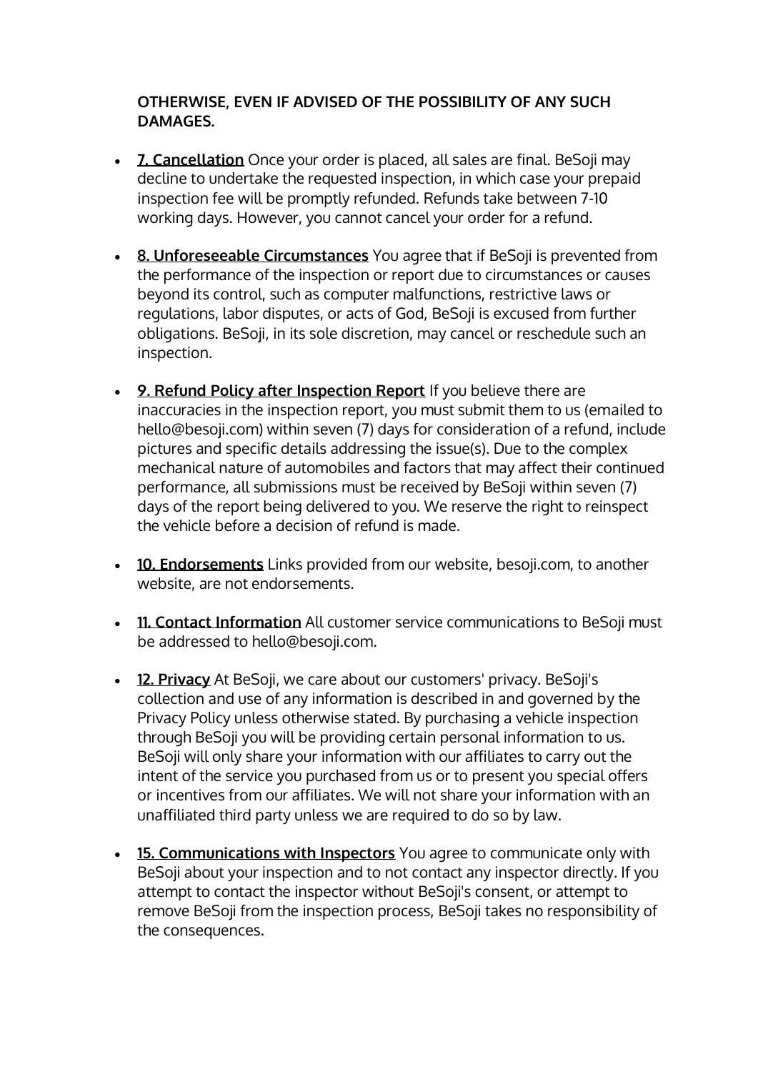**OTHERWISE, EVEN IF ADVISED OF THE POSSIBILITY OF ANY SUCH DAMAGES.**

- **7. Cancellation** Once your order is placed, all sales are final. BeSoji may decline to undertake the requested inspection, in which case your prepaid inspection fee will be promptly refunded. Refunds take between 7-10 working days. However, you cannot cancel your order for a refund.

- **8. Unforeseeable Circumstances** You agree that if BeSoji is prevented from the performance of the inspection or report due to circumstances or causes beyond its control, such as computer malfunctions, restrictive laws or regulations, labor disputes, or acts of God, BeSoji is excused from further obligations. BeSoji, in its sole discretion, may cancel or reschedule such an inspection.

- **9. Refund Policy after Inspection Report** If you believe there are inaccuracies in the inspection report, you must submit them to us (emailed to hello@besoji.com) within seven (7) days for consideration of a refund, include pictures and specific details addressing the issue(s). Due to the complex mechanical nature of automobiles and factors that may affect their continued performance, all submissions must be received by BeSoji within seven (7) days of the report being delivered to you. We reserve the right to reinspect the vehicle before a decision of refund is made.

- **10. Endorsements** Links provided from our website, besoji.com, to another website, are not endorsements.

- **11. Contact Information** All customer service communications to BeSoji must be addressed to hello@besoji.com.

- **12. Privacy** At BeSoji, we care about our customers' privacy. BeSoji's collection and use of any information is described in and governed by the Privacy Policy unless otherwise stated. By purchasing a vehicle inspection through BeSoji you will be providing certain personal information to us. BeSoji will only share your information with our affiliates to carry out the intent of the service you purchased from us or to present you special offers or incentives from our affiliates. We will not share your information with an unaffiliated third party unless we are required to do so by law.

- **15. Communications with Inspectors** You agree to communicate only with BeSoji about your inspection and to not contact any inspector directly. If you attempt to contact the inspector without BeSoji's consent, or attempt to remove BeSoji from the inspection process, BeSoji takes no responsibility of the consequences.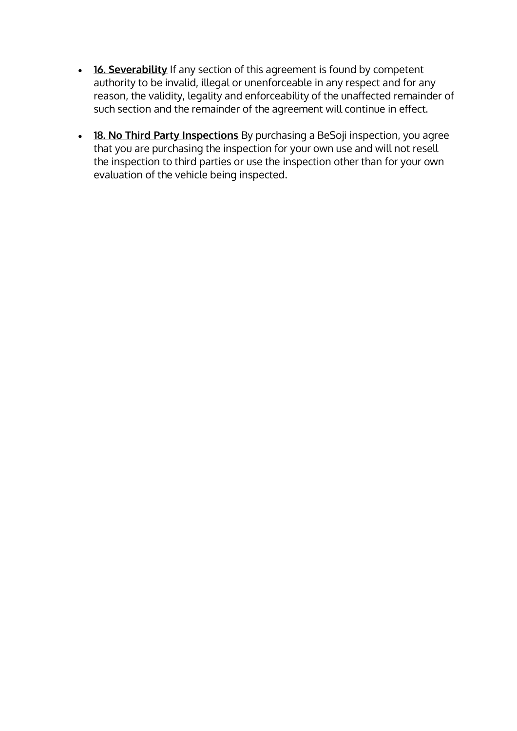- **16. Severability** If any section of this agreement is found by competent authority to be invalid, illegal or unenforceable in any respect and for any reason, the validity, legality and enforceability of the unaffected remainder of such section and the remainder of the agreement will continue in effect.

- **18. No Third Party Inspections** By purchasing a BeSoji inspection, you agree that you are purchasing the inspection for your own use and will not resell the inspection to third parties or use the inspection other than for your own evaluation of the vehicle being inspected.